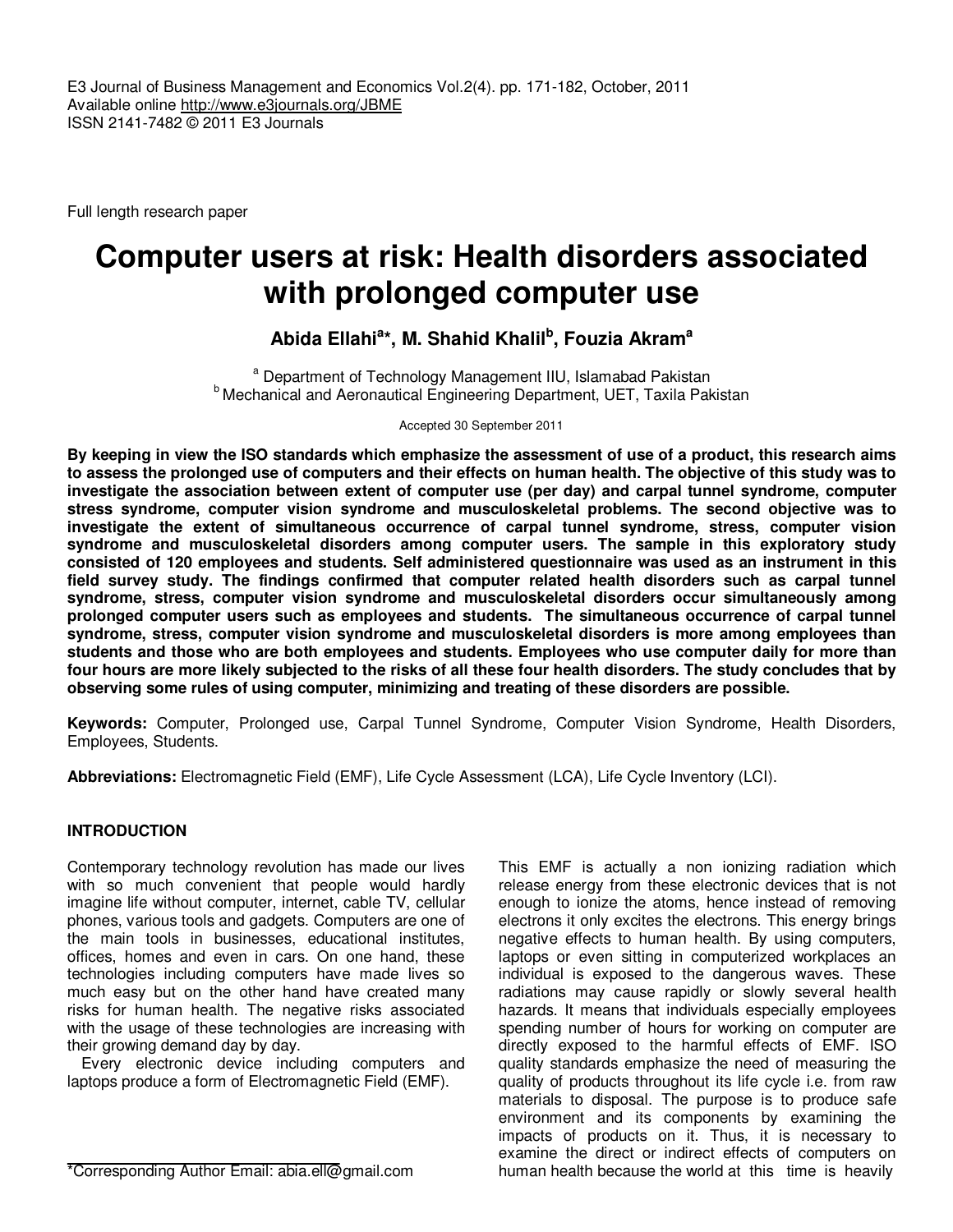Full length research paper

# Computer users at risk: Health disorders associated with prolonged computer use

**Abida Ellahi[a]*, M. Shahid Khalil[b], Fouzia Akram[a]**

[a] Department of Technology Management IIU, Islamabad Pakistan
[b] Mechanical and Aeronautical Engineering Department, UET, Taxila Pakistan

Accepted 30 September 2011

**By keeping in view the ISO standards which emphasize the assessment of use of a product, this research aims to assess the prolonged use of computers and their effects on human health. The objective of this study was to investigate the association between extent of computer use (per day) and carpal tunnel syndrome, computer stress syndrome, computer vision syndrome and musculoskeletal problems. The second objective was to investigate the extent of simultaneous occurrence of carpal tunnel syndrome, stress, computer vision syndrome and musculoskeletal disorders among computer users. The sample in this exploratory study consisted of 120 employees and students. Self administered questionnaire was used as an instrument in this field survey study. The findings confirmed that computer related health disorders such as carpal tunnel syndrome, stress, computer vision syndrome and musculoskeletal disorders occur simultaneously among prolonged computer users such as employees and students. The simultaneous occurrence of carpal tunnel syndrome, stress, computer vision syndrome and musculoskeletal disorders is more among employees than students and those who are both employees and students. Employees who use computer daily for more than four hours are more likely subjected to the risks of all these four health disorders. The study concludes that by observing some rules of using computer, minimizing and treating of these disorders are possible.**

**Keywords:** Computer, Prolonged use, Carpal Tunnel Syndrome, Computer Vision Syndrome, Health Disorders, Employees, Students.

**Abbreviations:** Electromagnetic Field (EMF), Life Cycle Assessment (LCA), Life Cycle Inventory (LCI).

## INTRODUCTION

Contemporary technology revolution has made our lives with so much convenient that people would hardly imagine life without computer, internet, cable TV, cellular phones, various tools and gadgets. Computers are one of the main tools in businesses, educational institutes, offices, homes and even in cars. On one hand, these technologies including computers have made lives so much easy but on the other hand have created many risks for human health. The negative risks associated with the usage of these technologies are increasing with their growing demand day by day.

Every electronic device including computers and laptops produce a form of Electromagnetic Field (EMF). This EMF is actually a non ionizing radiation which release energy from these electronic devices that is not enough to ionize the atoms, hence instead of removing electrons it only excites the electrons. This energy brings negative effects to human health. By using computers, laptops or even sitting in computerized workplaces an individual is exposed to the dangerous waves. These radiations may cause rapidly or slowly several health hazards. It means that individuals especially employees spending number of hours for working on computer are directly exposed to the harmful effects of EMF. ISO quality standards emphasize the need of measuring the quality of products throughout its life cycle i.e. from raw materials to disposal. The purpose is to produce safe environment and its components by examining the impacts of products on it. Thus, it is necessary to examine the direct or indirect effects of computers on human health because the world at this time is heavily

*Corresponding Author Email: abia.ell@gmail.com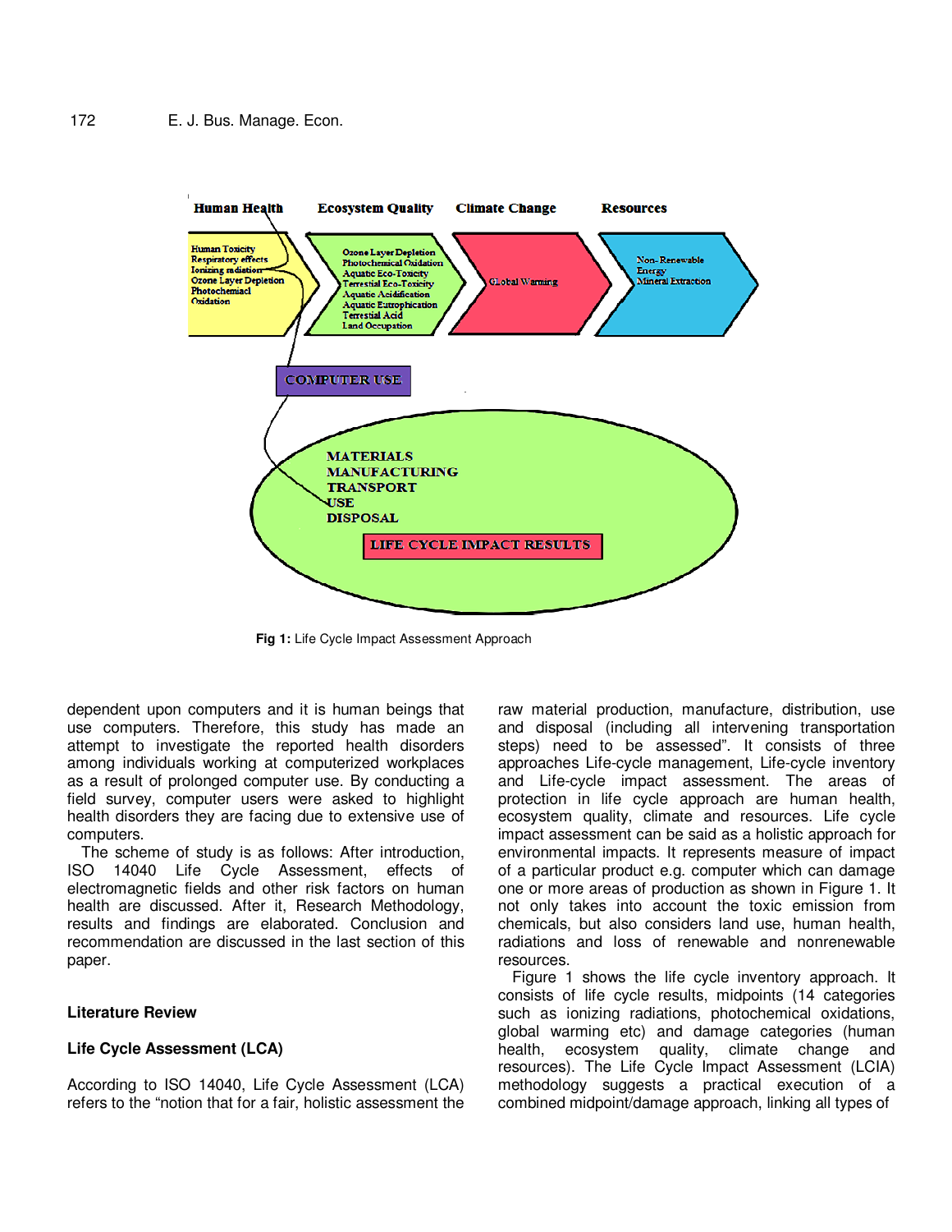Fig 1: Life Cycle Impact Assessment Approach

dependent upon computers and it is human beings that use computers. Therefore, this study has made an attempt to investigate the reported health disorders among individuals working at computerized workplaces as a result of prolonged computer use. By conducting a field survey, computer users were asked to highlight health disorders they are facing due to extensive use of computers.

The scheme of study is as follows: After introduction, ISO 14040 Life Cycle Assessment, effects of electromagnetic fields and other risk factors on human health are discussed. After it, Research Methodology, results and findings are elaborated. Conclusion and recommendation are discussed in the last section of this paper.

## Literature Review

### Life Cycle Assessment (LCA)

According to ISO 14040, Life Cycle Assessment (LCA) refers to the "notion that for a fair, holistic assessment the raw material production, manufacture, distribution, use and disposal (including all intervening transportation steps) need to be assessed". It consists of three approaches Life-cycle management, Life-cycle inventory and Life-cycle impact assessment. The areas of protection in life cycle approach are human health, ecosystem quality, climate and resources. Life cycle impact assessment can be said as a holistic approach for environmental impacts. It represents measure of impact of a particular product e.g. computer which can damage one or more areas of production as shown in Figure 1. It not only takes into account the toxic emission from chemicals, but also considers land use, human health, radiations and loss of renewable and nonrenewable resources.

Figure 1 shows the life cycle inventory approach. It consists of life cycle results, midpoints (14 categories such as ionizing radiations, photochemical oxidations, global warming etc) and damage categories (human health, ecosystem quality, climate change and resources). The Life Cycle Impact Assessment (LCIA) methodology suggests a practical execution of a combined midpoint/damage approach, linking all types of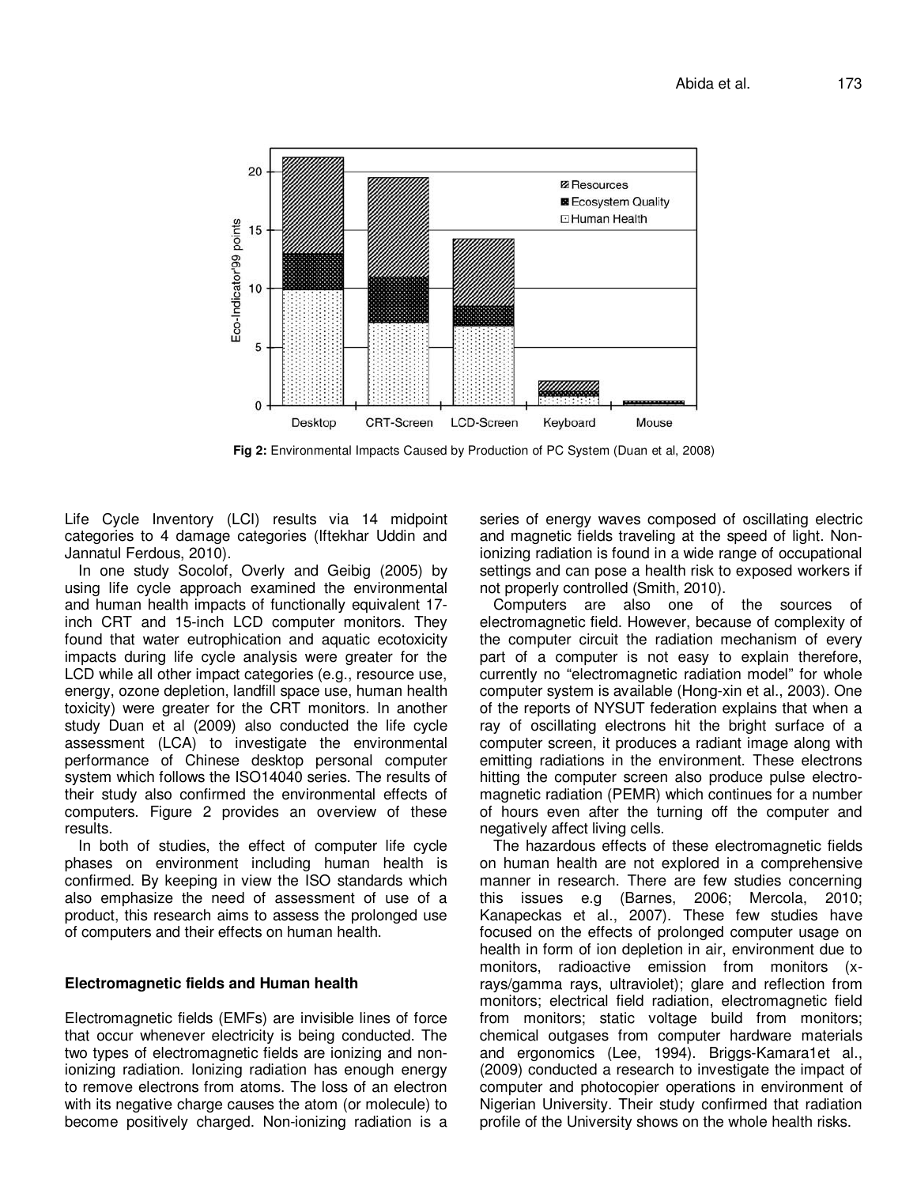Fig 2: Environmental Impacts Caused by Production of PC System (Duan et al, 2008)

Life Cycle Inventory (LCI) results via 14 midpoint categories to 4 damage categories (Iftekhar Uddin and Jannatul Ferdous, 2010).

In one study Socolof, Overly and Geibig (2005) by using life cycle approach examined the environmental and human health impacts of functionally equivalent 17-inch CRT and 15-inch LCD computer monitors. They found that water eutrophication and aquatic ecotoxicity impacts during life cycle analysis were greater for the LCD while all other impact categories (e.g., resource use, energy, ozone depletion, landfill space use, human health toxicity) were greater for the CRT monitors. In another study Duan et al (2009) also conducted the life cycle assessment (LCA) to investigate the environmental performance of Chinese desktop personal computer system which follows the ISO14040 series. The results of their study also confirmed the environmental effects of computers. Figure 2 provides an overview of these results.

In both of studies, the effect of computer life cycle phases on environment including human health is confirmed. By keeping in view the ISO standards which also emphasize the need of assessment of use of a product, this research aims to assess the prolonged use of computers and their effects on human health.

## Electromagnetic fields and Human health

Electromagnetic fields (EMFs) are invisible lines of force that occur whenever electricity is being conducted. The two types of electromagnetic fields are ionizing and non-ionizing radiation. Ionizing radiation has enough energy to remove electrons from atoms. The loss of an electron with its negative charge causes the atom (or molecule) to become positively charged. Non-ionizing radiation is a series of energy waves composed of oscillating electric and magnetic fields traveling at the speed of light. Non-ionizing radiation is found in a wide range of occupational settings and can pose a health risk to exposed workers if not properly controlled (Smith, 2010).

Computers are also one of the sources of electromagnetic field. However, because of complexity of the computer circuit the radiation mechanism of every part of a computer is not easy to explain therefore, currently no "electromagnetic radiation model" for whole computer system is available (Hong-xin et al., 2003). One of the reports of NYSUT federation explains that when a ray of oscillating electrons hit the bright surface of a computer screen, it produces a radiant image along with emitting radiations in the environment. These electrons hitting the computer screen also produce pulse electro-magnetic radiation (PEMR) which continues for a number of hours even after the turning off the computer and negatively affect living cells.

The hazardous effects of these electromagnetic fields on human health are not explored in a comprehensive manner in research. There are few studies concerning this issues e.g (Barnes, 2006; Mercola, 2010; Kanapeckas et al., 2007). These few studies have focused on the effects of prolonged computer usage on health in form of ion depletion in air, environment due to monitors, radioactive emission from monitors (x-rays/gamma rays, ultraviolet); glare and reflection from monitors; electrical field radiation, electromagnetic field from monitors; static voltage build from monitors; chemical outgases from computer hardware materials and ergonomics (Lee, 1994). Briggs-Kamara1et al., (2009) conducted a research to investigate the impact of computer and photocopier operations in environment of Nigerian University. Their study confirmed that radiation profile of the University shows on the whole health risks.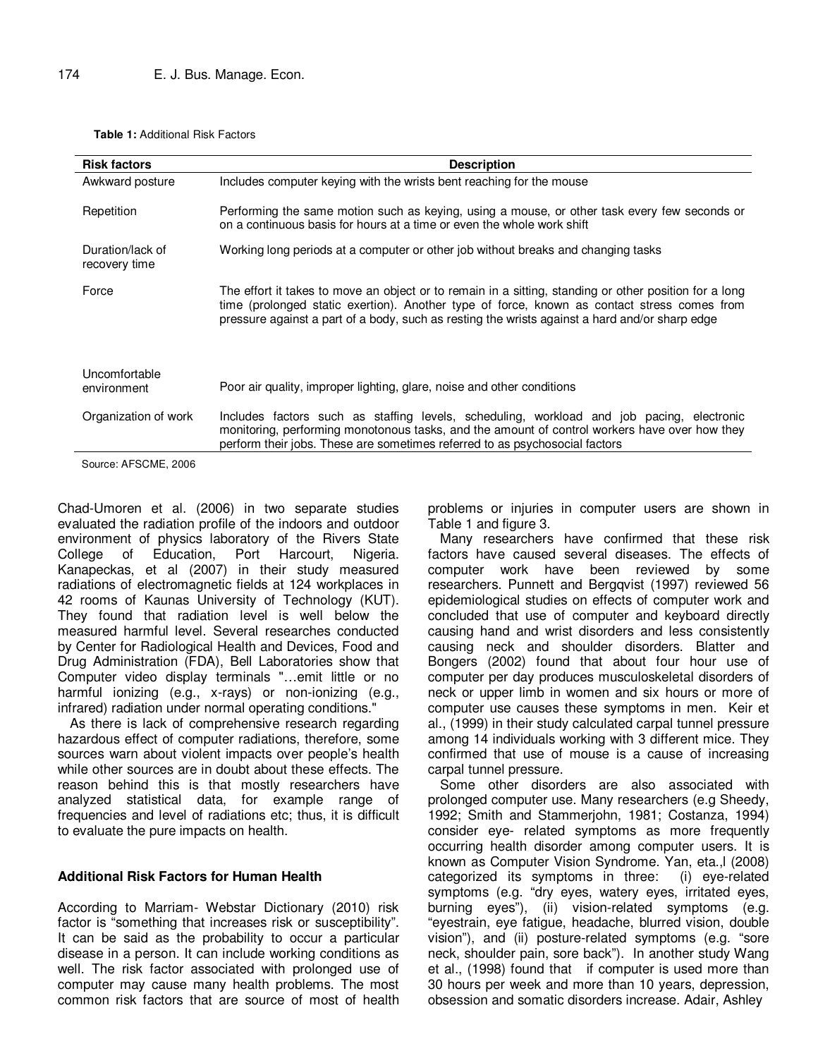**Table 1:** Additional Risk Factors

| Risk factors | Description |
|---|---|
| Awkward posture | Includes computer keying with the wrists bent reaching for the mouse |
| Repetition | Performing the same motion such as keying, using a mouse, or other task every few seconds or on a continuous basis for hours at a time or even the whole work shift |
| Duration/lack of recovery time | Working long periods at a computer or other job without breaks and changing tasks |
| Force | The effort it takes to move an object or to remain in a sitting, standing or other position for a long time (prolonged static exertion). Another type of force, known as contact stress comes from pressure against a part of a body, such as resting the wrists against a hard and/or sharp edge |
| Uncomfortable environment | Poor air quality, improper lighting, glare, noise and other conditions |
| Organization of work | Includes factors such as staffing levels, scheduling, workload and job pacing, electronic monitoring, performing monotonous tasks, and the amount of control workers have over how they perform their jobs. These are sometimes referred to as psychosocial factors |

Source: AFSCME, 2006

Chad-Umoren et al. (2006) in two separate studies evaluated the radiation profile of the indoors and outdoor environment of physics laboratory of the Rivers State College of Education, Port Harcourt, Nigeria. Kanapeckas, et al (2007) in their study measured radiations of electromagnetic fields at 124 workplaces in 42 rooms of Kaunas University of Technology (KUT). They found that radiation level is well below the measured harmful level. Several researches conducted by Center for Radiological Health and Devices, Food and Drug Administration (FDA), Bell Laboratories show that Computer video display terminals "…emit little or no harmful ionizing (e.g., x-rays) or non-ionizing (e.g., infrared) radiation under normal operating conditions."

As there is lack of comprehensive research regarding hazardous effect of computer radiations, therefore, some sources warn about violent impacts over people's health while other sources are in doubt about these effects. The reason behind this is that mostly researchers have analyzed statistical data, for example range of frequencies and level of radiations etc; thus, it is difficult to evaluate the pure impacts on health.

### Additional Risk Factors for Human Health

According to Marriam- Webstar Dictionary (2010) risk factor is "something that increases risk or susceptibility". It can be said as the probability to occur a particular disease in a person. It can include working conditions as well. The risk factor associated with prolonged use of computer may cause many health problems. The most common risk factors that are source of most of health problems or injuries in computer users are shown in Table 1 and figure 3.

Many researchers have confirmed that these risk factors have caused several diseases. The effects of computer work have been reviewed by some researchers. Punnett and Bergqvist (1997) reviewed 56 epidemiological studies on effects of computer work and concluded that use of computer and keyboard directly causing hand and wrist disorders and less consistently causing neck and shoulder disorders. Blatter and Bongers (2002) found that about four hour use of computer per day produces musculoskeletal disorders of neck or upper limb in women and six hours or more of computer use causes these symptoms in men. Keir et al., (1999) in their study calculated carpal tunnel pressure among 14 individuals working with 3 different mice. They confirmed that use of mouse is a cause of increasing carpal tunnel pressure.

Some other disorders are also associated with prolonged computer use. Many researchers (e.g Sheedy, 1992; Smith and Stammerjohn, 1981; Costanza, 1994) consider eye- related symptoms as more frequently occurring health disorder among computer users. It is known as Computer Vision Syndrome. Yan, eta.,l (2008) categorized its symptoms in three: (i) eye-related symptoms (e.g. "dry eyes, watery eyes, irritated eyes, burning eyes"), (ii) vision-related symptoms (e.g. "eyestrain, eye fatigue, headache, blurred vision, double vision"), and (ii) posture-related symptoms (e.g. "sore neck, shoulder pain, sore back"). In another study Wang et al., (1998) found that if computer is used more than 30 hours per week and more than 10 years, depression, obsession and somatic disorders increase. Adair, Ashley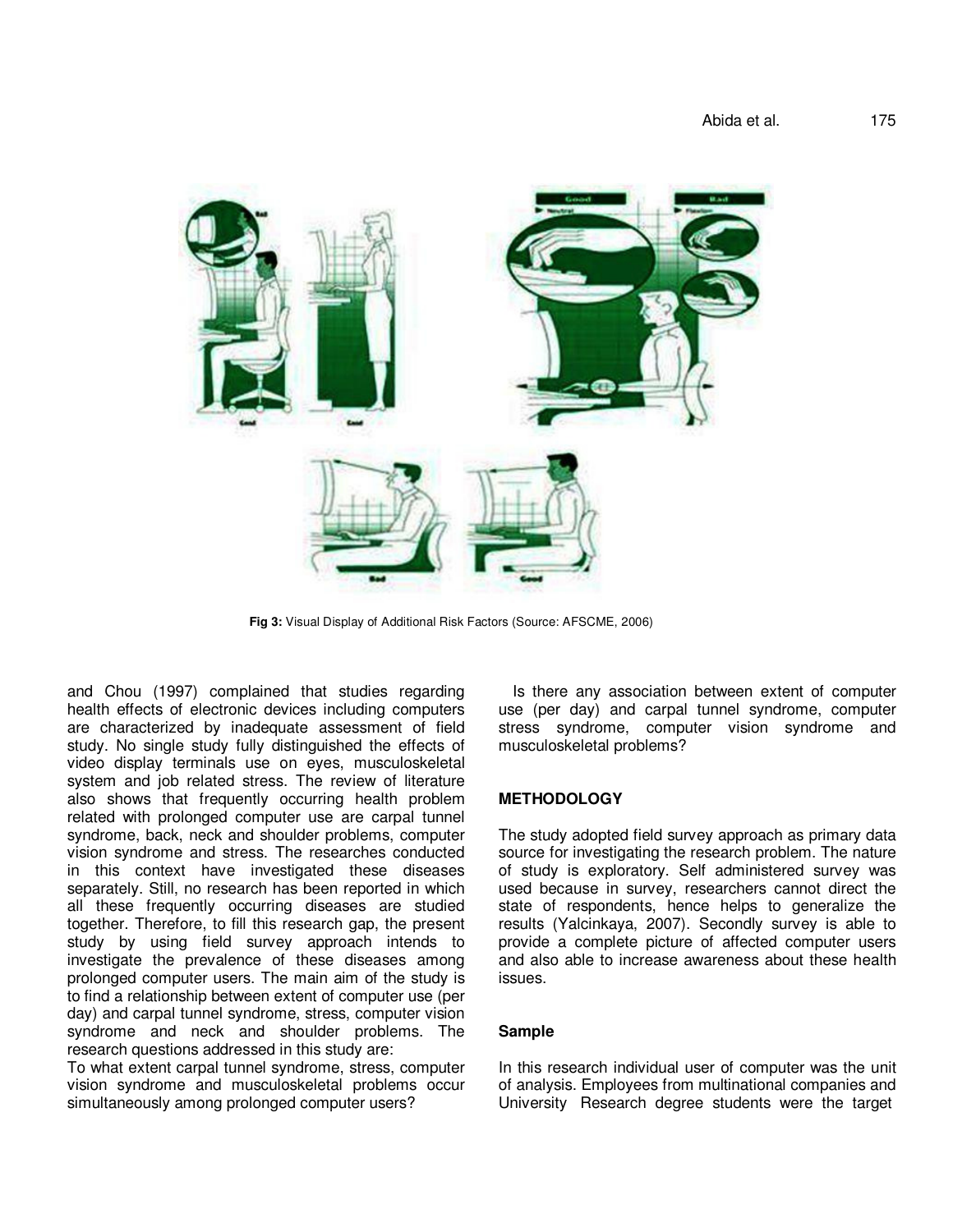Fig 3: Visual Display of Additional Risk Factors (Source: AFSCME, 2006)

and Chou (1997) complained that studies regarding health effects of electronic devices including computers are characterized by inadequate assessment of field study. No single study fully distinguished the effects of video display terminals use on eyes, musculoskeletal system and job related stress. The review of literature also shows that frequently occurring health problem related with prolonged computer use are carpal tunnel syndrome, back, neck and shoulder problems, computer vision syndrome and stress. The researches conducted in this context have investigated these diseases separately. Still, no research has been reported in which all these frequently occurring diseases are studied together. Therefore, to fill this research gap, the present study by using field survey approach intends to investigate the prevalence of these diseases among prolonged computer users. The main aim of the study is to find a relationship between extent of computer use (per day) and carpal tunnel syndrome, stress, computer vision syndrome and neck and shoulder problems. The research questions addressed in this study are:

To what extent carpal tunnel syndrome, stress, computer vision syndrome and musculoskeletal problems occur simultaneously among prolonged computer users?

Is there any association between extent of computer use (per day) and carpal tunnel syndrome, computer stress syndrome, computer vision syndrome and musculoskeletal problems?

## METHODOLOGY

The study adopted field survey approach as primary data source for investigating the research problem. The nature of study is exploratory. Self administered survey was used because in survey, researchers cannot direct the state of respondents, hence helps to generalize the results (Yalcinkaya, 2007). Secondly survey is able to provide a complete picture of affected computer users and also able to increase awareness about these health issues.

### Sample

In this research individual user of computer was the unit of analysis. Employees from multinational companies and University Research degree students were the target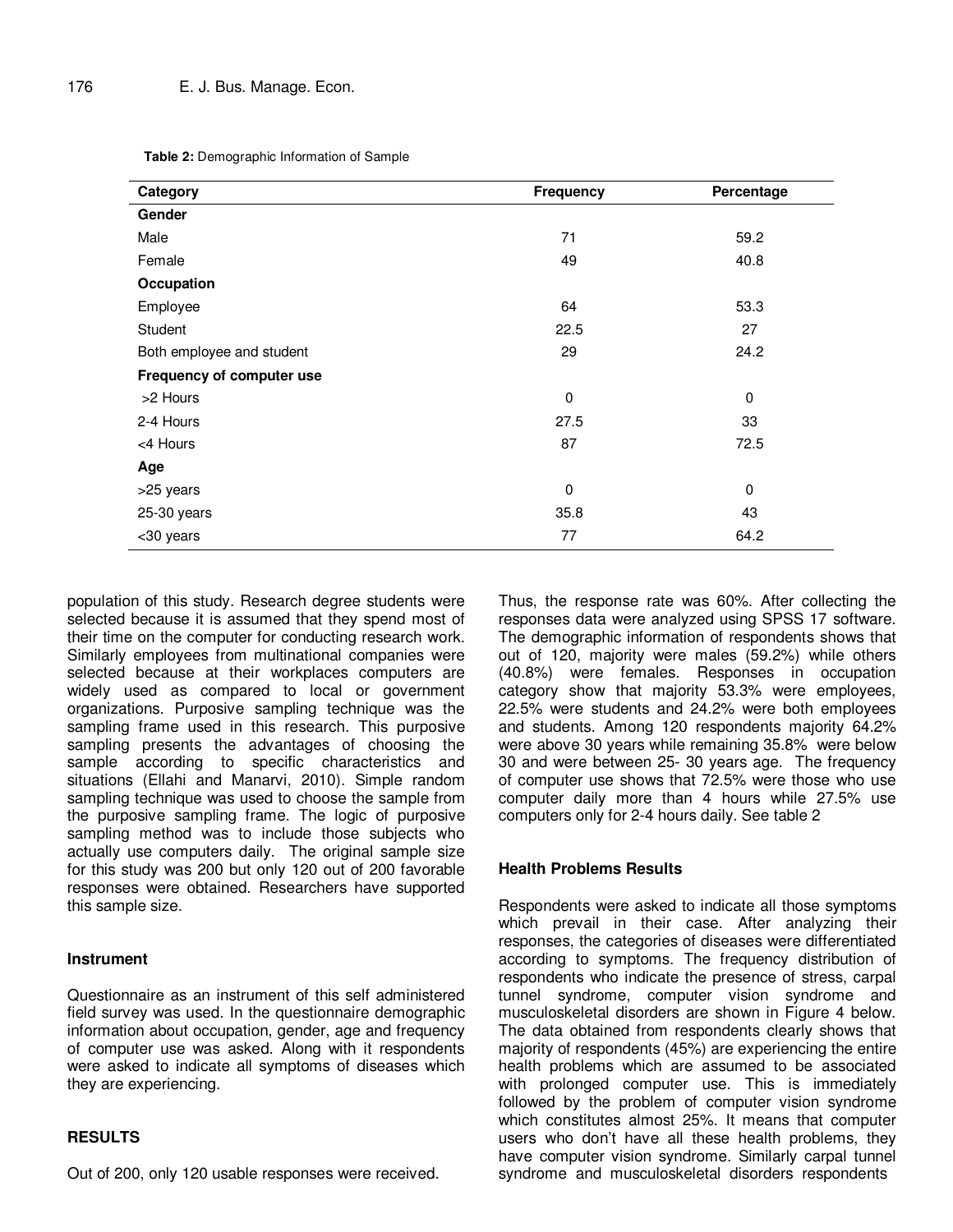**Table 2:** Demographic Information of Sample

| Category | Frequency | Percentage |
|---|---|---|
| **Gender** | | |
| Male | 71 | 59.2 |
| Female | 49 | 40.8 |
| **Occupation** | | |
| Employee | 64 | 53.3 |
| Student | 22.5 | 27 |
| Both employee and student | 29 | 24.2 |
| **Frequency of computer use** | | |
| >2 Hours | 0 | 0 |
| 2-4 Hours | 27.5 | 33 |
| <4 Hours | 87 | 72.5 |
| **Age** | | |
| >25 years | 0 | 0 |
| 25-30 years | 35.8 | 43 |
| <30 years | 77 | 64.2 |

population of this study. Research degree students were selected because it is assumed that they spend most of their time on the computer for conducting research work. Similarly employees from multinational companies were selected because at their workplaces computers are widely used as compared to local or government organizations. Purposive sampling technique was the sampling frame used in this research. This purposive sampling presents the advantages of choosing the sample according to specific characteristics and situations (Ellahi and Manarvi, 2010). Simple random sampling technique was used to choose the sample from the purposive sampling frame. The logic of purposive sampling method was to include those subjects who actually use computers daily. The original sample size for this study was 200 but only 120 out of 200 favorable responses were obtained. Researchers have supported this sample size.

### Instrument

Questionnaire as an instrument of this self administered field survey was used. In the questionnaire demographic information about occupation, gender, age and frequency of computer use was asked. Along with it respondents were asked to indicate all symptoms of diseases which they are experiencing.

## RESULTS

Out of 200, only 120 usable responses were received. Thus, the response rate was 60%. After collecting the responses data were analyzed using SPSS 17 software. The demographic information of respondents shows that out of 120, majority were males (59.2%) while others (40.8%) were females. Responses in occupation category show that majority 53.3% were employees, 22.5% were students and 24.2% were both employees and students. Among 120 respondents majority 64.2% were above 30 years while remaining 35.8% were below 30 and were between 25- 30 years age. The frequency of computer use shows that 72.5% were those who use computer daily more than 4 hours while 27.5% use computers only for 2-4 hours daily. See table 2

### Health Problems Results

Respondents were asked to indicate all those symptoms which prevail in their case. After analyzing their responses, the categories of diseases were differentiated according to symptoms. The frequency distribution of respondents who indicate the presence of stress, carpal tunnel syndrome, computer vision syndrome and musculoskeletal disorders are shown in Figure 4 below. The data obtained from respondents clearly shows that majority of respondents (45%) are experiencing the entire health problems which are assumed to be associated with prolonged computer use. This is immediately followed by the problem of computer vision syndrome which constitutes almost 25%. It means that computer users who don't have all these health problems, they have computer vision syndrome. Similarly carpal tunnel syndrome and musculoskeletal disorders respondents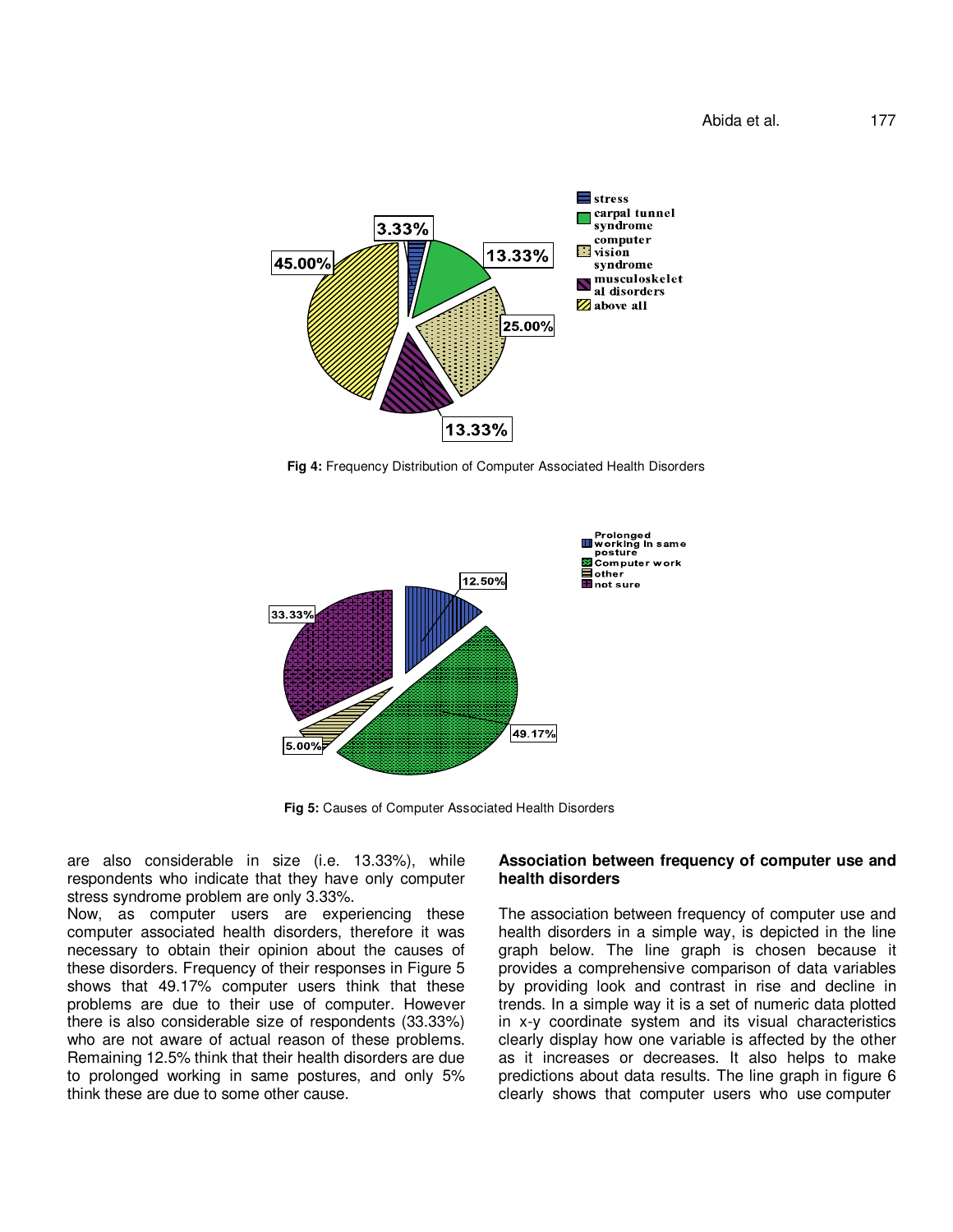**Fig 4:** Frequency Distribution of Computer Associated Health Disorders

**Fig 5:** Causes of Computer Associated Health Disorders

are also considerable in size (i.e. 13.33%), while respondents who indicate that they have only computer stress syndrome problem are only 3.33%.

Now, as computer users are experiencing these computer associated health disorders, therefore it was necessary to obtain their opinion about the causes of these disorders. Frequency of their responses in Figure 5 shows that 49.17% computer users think that these problems are due to their use of computer. However there is also considerable size of respondents (33.33%) who are not aware of actual reason of these problems. Remaining 12.5% think that their health disorders are due to prolonged working in same postures, and only 5% think these are due to some other cause.

### Association between frequency of computer use and health disorders

The association between frequency of computer use and health disorders in a simple way, is depicted in the line graph below. The line graph is chosen because it provides a comprehensive comparison of data variables by providing look and contrast in rise and decline in trends. In a simple way it is a set of numeric data plotted in x-y coordinate system and its visual characteristics clearly display how one variable is affected by the other as it increases or decreases. It also helps to make predictions about data results. The line graph in figure 6 clearly shows that computer users who use computer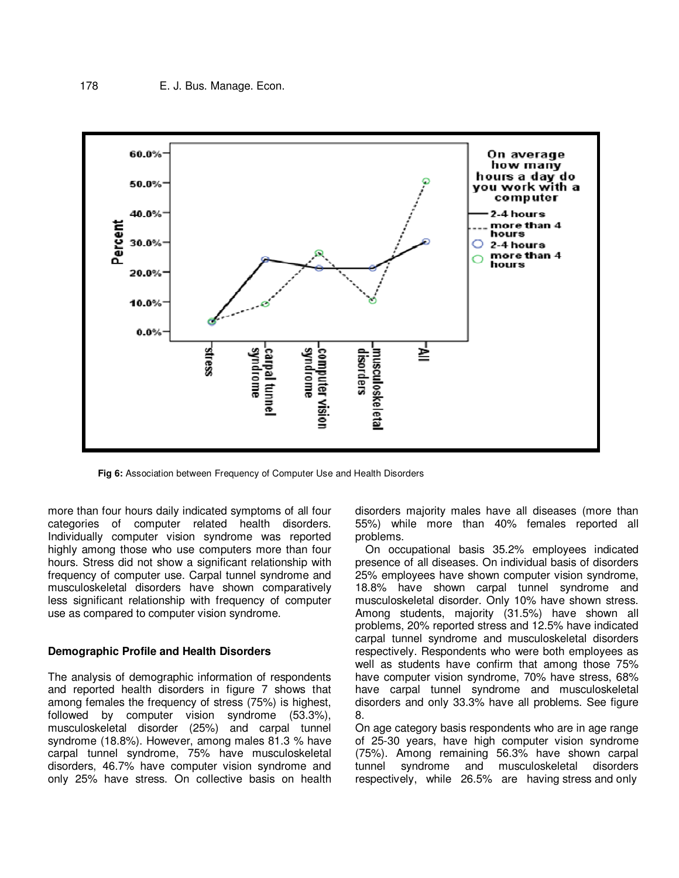Fig 6: Association between Frequency of Computer Use and Health Disorders

more than four hours daily indicated symptoms of all four categories of computer related health disorders. Individually computer vision syndrome was reported highly among those who use computers more than four hours. Stress did not show a significant relationship with frequency of computer use. Carpal tunnel syndrome and musculoskeletal disorders have shown comparatively less significant relationship with frequency of computer use as compared to computer vision syndrome.

### Demographic Profile and Health Disorders

The analysis of demographic information of respondents and reported health disorders in figure 7 shows that among females the frequency of stress (75%) is highest, followed by computer vision syndrome (53.3%), musculoskeletal disorder (25%) and carpal tunnel syndrome (18.8%). However, among males 81.3 % have carpal tunnel syndrome, 75% have musculoskeletal disorders, 46.7% have computer vision syndrome and only 25% have stress. On collective basis on health disorders majority males have all diseases (more than 55%) while more than 40% females reported all problems.

On occupational basis 35.2% employees indicated presence of all diseases. On individual basis of disorders 25% employees have shown computer vision syndrome, 18.8% have shown carpal tunnel syndrome and musculoskeletal disorder. Only 10% have shown stress. Among students, majority (31.5%) have shown all problems, 20% reported stress and 12.5% have indicated carpal tunnel syndrome and musculoskeletal disorders respectively. Respondents who were both employees as well as students have confirm that among those 75% have computer vision syndrome, 70% have stress, 68% have carpal tunnel syndrome and musculoskeletal disorders and only 33.3% have all problems. See figure 8.

On age category basis respondents who are in age range of 25-30 years, have high computer vision syndrome (75%). Among remaining 56.3% have shown carpal tunnel syndrome and musculoskeletal disorders respectively, while 26.5% are having stress and only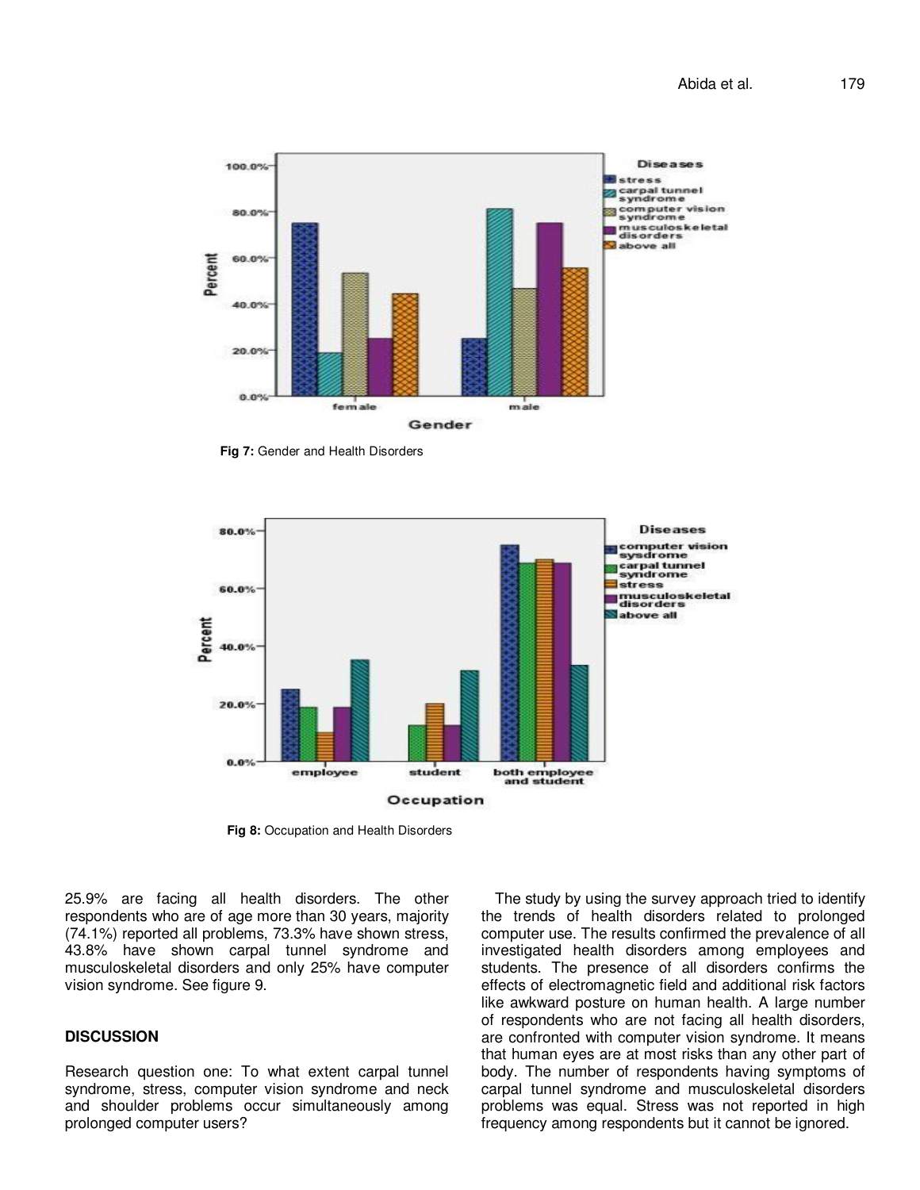Fig 7: Gender and Health Disorders

Fig 8: Occupation and Health Disorders

25.9% are facing all health disorders. The other respondents who are of age more than 30 years, majority (74.1%) reported all problems, 73.3% have shown stress, 43.8% have shown carpal tunnel syndrome and musculoskeletal disorders and only 25% have computer vision syndrome. See figure 9.

## DISCUSSION

Research question one: To what extent carpal tunnel syndrome, stress, computer vision syndrome and neck and shoulder problems occur simultaneously among prolonged computer users?

The study by using the survey approach tried to identify the trends of health disorders related to prolonged computer use. The results confirmed the prevalence of all investigated health disorders among employees and students. The presence of all disorders confirms the effects of electromagnetic field and additional risk factors like awkward posture on human health. A large number of respondents who are not facing all health disorders, are confronted with computer vision syndrome. It means that human eyes are at most risks than any other part of body. The number of respondents having symptoms of carpal tunnel syndrome and musculoskeletal disorders problems was equal. Stress was not reported in high frequency among respondents but it cannot be ignored.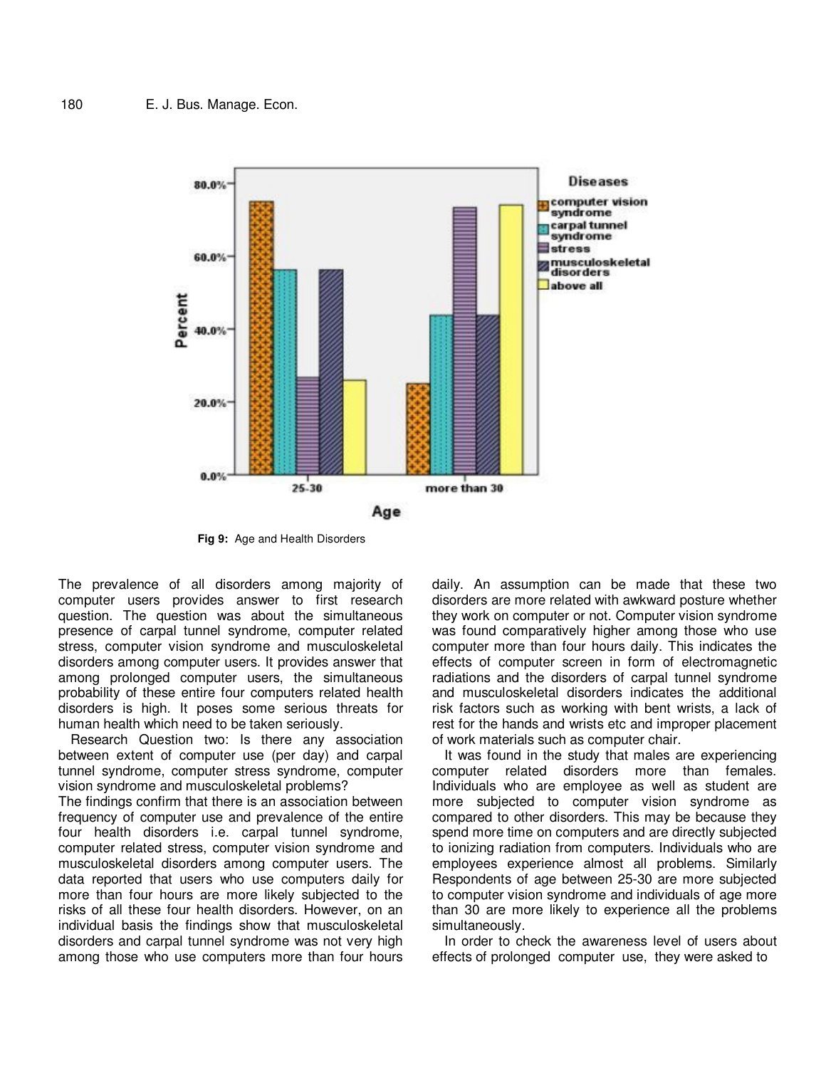Fig 9: Age and Health Disorders

The prevalence of all disorders among majority of computer users provides answer to first research question. The question was about the simultaneous presence of carpal tunnel syndrome, computer related stress, computer vision syndrome and musculoskeletal disorders among computer users. It provides answer that among prolonged computer users, the simultaneous probability of these entire four computers related health disorders is high. It poses some serious threats for human health which need to be taken seriously.

Research Question two: Is there any association between extent of computer use (per day) and carpal tunnel syndrome, computer stress syndrome, computer vision syndrome and musculoskeletal problems?

The findings confirm that there is an association between frequency of computer use and prevalence of the entire four health disorders i.e. carpal tunnel syndrome, computer related stress, computer vision syndrome and musculoskeletal disorders among computer users. The data reported that users who use computers daily for more than four hours are more likely subjected to the risks of all these four health disorders. However, on an individual basis the findings show that musculoskeletal disorders and carpal tunnel syndrome was not very high among those who use computers more than four hours daily. An assumption can be made that these two disorders are more related with awkward posture whether they work on computer or not. Computer vision syndrome was found comparatively higher among those who use computer more than four hours daily. This indicates the effects of computer screen in form of electromagnetic radiations and the disorders of carpal tunnel syndrome and musculoskeletal disorders indicates the additional risk factors such as working with bent wrists, a lack of rest for the hands and wrists etc and improper placement of work materials such as computer chair.

It was found in the study that males are experiencing computer related disorders more than females. Individuals who are employee as well as student are more subjected to computer vision syndrome as compared to other disorders. This may be because they spend more time on computers and are directly subjected to ionizing radiation from computers. Individuals who are employees experience almost all problems. Similarly Respondents of age between 25-30 are more subjected to computer vision syndrome and individuals of age more than 30 are more likely to experience all the problems simultaneously.

In order to check the awareness level of users about effects of prolonged computer use, they were asked to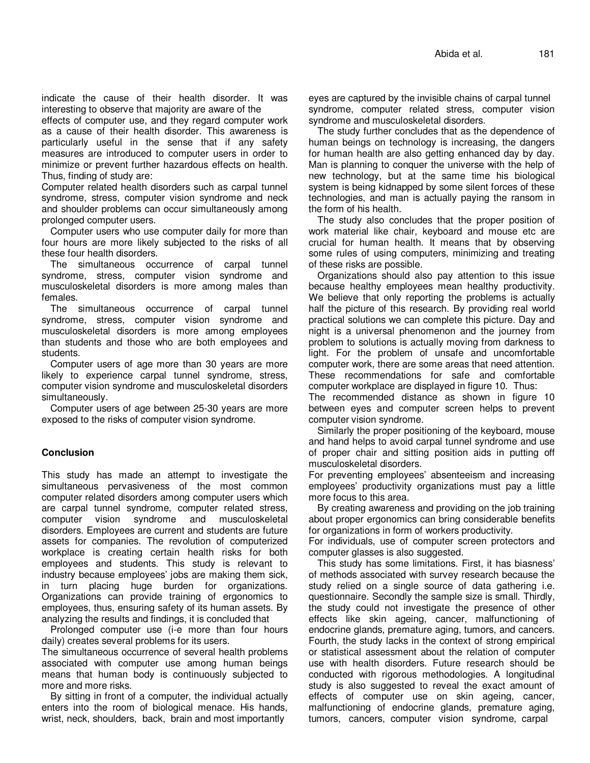indicate the cause of their health disorder. It was interesting to observe that majority are aware of the effects of computer use, and they regard computer work as a cause of their health disorder. This awareness is particularly useful in the sense that if any safety measures are introduced to computer users in order to minimize or prevent further hazardous effects on health. Thus, finding of study are:

Computer related health disorders such as carpal tunnel syndrome, stress, computer vision syndrome and neck and shoulder problems can occur simultaneously among prolonged computer users.

Computer users who use computer daily for more than four hours are more likely subjected to the risks of all these four health disorders.

The simultaneous occurrence of carpal tunnel syndrome, stress, computer vision syndrome and musculoskeletal disorders is more among males than females.

The simultaneous occurrence of carpal tunnel syndrome, stress, computer vision syndrome and musculoskeletal disorders is more among employees than students and those who are both employees and students.

Computer users of age more than 30 years are more likely to experience carpal tunnel syndrome, stress, computer vision syndrome and musculoskeletal disorders simultaneously.

Computer users of age between 25-30 years are more exposed to the risks of computer vision syndrome.

## Conclusion

This study has made an attempt to investigate the simultaneous pervasiveness of the most common computer related disorders among computer users which are carpal tunnel syndrome, computer related stress, computer vision syndrome and musculoskeletal disorders. Employees are current and students are future assets for companies. The revolution of computerized workplace is creating certain health risks for both employees and students. This study is relevant to industry because employees' jobs are making them sick, in turn placing huge burden for organizations. Organizations can provide training of ergonomics to employees, thus, ensuring safety of its human assets. By analyzing the results and findings, it is concluded that

Prolonged computer use (i-e more than four hours daily) creates several problems for its users.

The simultaneous occurrence of several health problems associated with computer use among human beings means that human body is continuously subjected to more and more risks.

By sitting in front of a computer, the individual actually enters into the room of biological menace. His hands, wrist, neck, shoulders, back, brain and most importantly eyes are captured by the invisible chains of carpal tunnel syndrome, computer related stress, computer vision syndrome and musculoskeletal disorders.

The study further concludes that as the dependence of human beings on technology is increasing, the dangers for human health are also getting enhanced day by day. Man is planning to conquer the universe with the help of new technology, but at the same time his biological system is being kidnapped by some silent forces of these technologies, and man is actually paying the ransom in the form of his health.

The study also concludes that the proper position of work material like chair, keyboard and mouse etc are crucial for human health. It means that by observing some rules of using computers, minimizing and treating of these risks are possible.

Organizations should also pay attention to this issue because healthy employees mean healthy productivity. We believe that only reporting the problems is actually half the picture of this research. By providing real world practical solutions we can complete this picture. Day and night is a universal phenomenon and the journey from problem to solutions is actually moving from darkness to light. For the problem of unsafe and uncomfortable computer work, there are some areas that need attention. These recommendations for safe and comfortable computer workplace are displayed in figure 10. Thus:

The recommended distance as shown in figure 10 between eyes and computer screen helps to prevent computer vision syndrome.

Similarly the proper positioning of the keyboard, mouse and hand helps to avoid carpal tunnel syndrome and use of proper chair and sitting position aids in putting off musculoskeletal disorders.

For preventing employees' absenteeism and increasing employees' productivity organizations must pay a little more focus to this area.

By creating awareness and providing on the job training about proper ergonomics can bring considerable benefits for organizations in form of workers productivity.

For individuals, use of computer screen protectors and computer glasses is also suggested.

This study has some limitations. First, it has biasness' of methods associated with survey research because the study relied on a single source of data gathering i.e. questionnaire. Secondly the sample size is small. Thirdly, the study could not investigate the presence of other effects like skin ageing, cancer, malfunctioning of endocrine glands, premature aging, tumors, and cancers. Fourth, the study lacks in the context of strong empirical or statistical assessment about the relation of computer use with health disorders. Future research should be conducted with rigorous methodologies. A longitudinal study is also suggested to reveal the exact amount of effects of computer use on skin ageing, cancer, malfunctioning of endocrine glands, premature aging, tumors, cancers, computer vision syndrome, carpal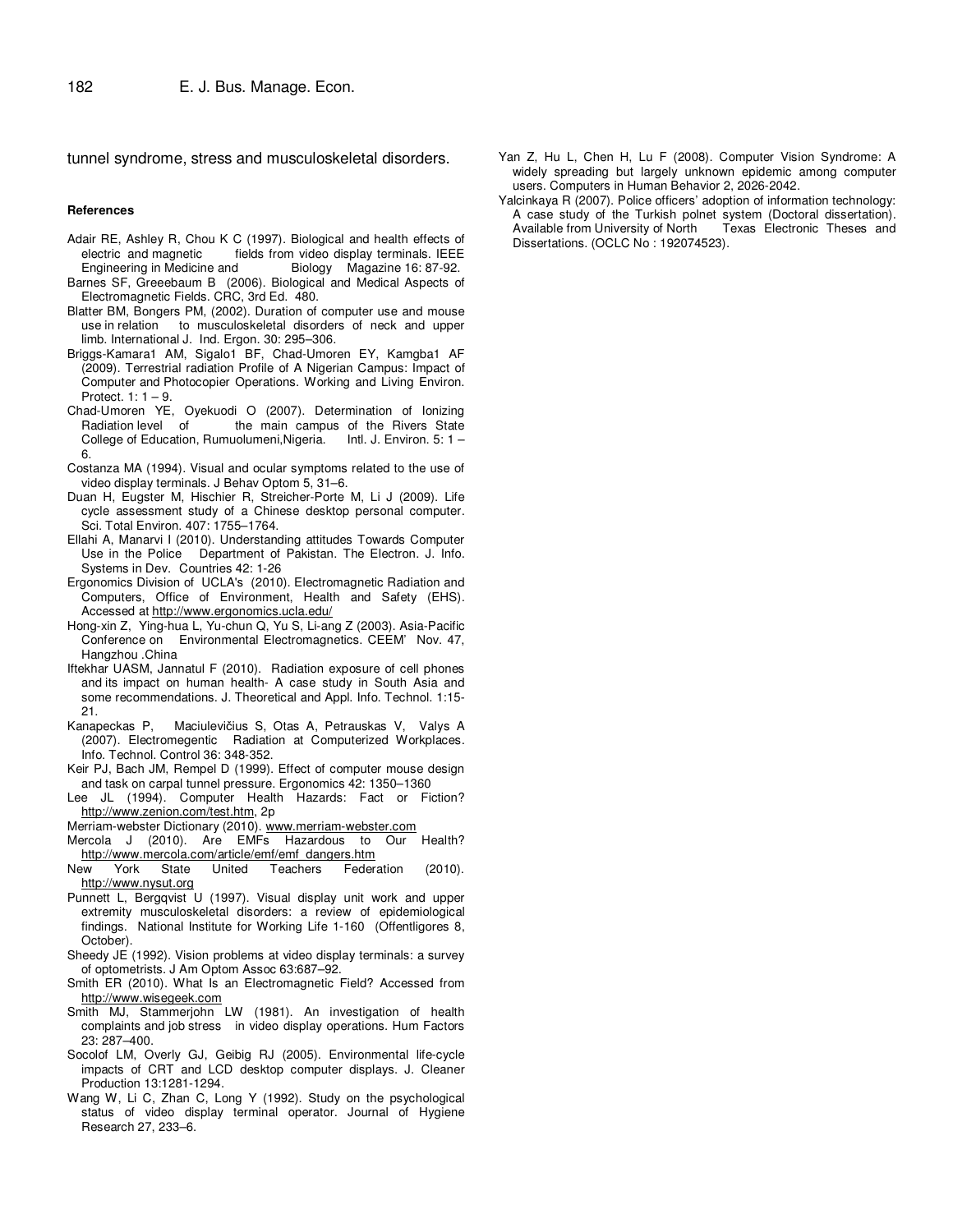tunnel syndrome, stress and musculoskeletal disorders.

#### References

Adair RE, Ashley R, Chou K C (1997). Biological and health effects of electric and magnetic fields from video display terminals. IEEE Engineering in Medicine and Biology Magazine 16: 87-92.

Barnes SF, Greeebaum B (2006). Biological and Medical Aspects of Electromagnetic Fields. CRC, 3rd Ed. 480.

Blatter BM, Bongers PM, (2002). Duration of computer use and mouse use in relation to musculoskeletal disorders of neck and upper limb. International J. Ind. Ergon. 30: 295–306.

Briggs-Kamara1 AM, Sigalo1 BF, Chad-Umoren EY, Kamgba1 AF (2009). Terrestrial radiation Profile of A Nigerian Campus: Impact of Computer and Photocopier Operations. Working and Living Environ. Protect. 1: 1 – 9.

Chad-Umoren YE, Oyekuodi O (2007). Determination of Ionizing Radiation level of the main campus of the Rivers State College of Education, Rumuolumeni,Nigeria. Intl. J. Environ. 5: 1 – 6.

Costanza MA (1994). Visual and ocular symptoms related to the use of video display terminals. J Behav Optom 5, 31–6.

Duan H, Eugster M, Hischier R, Streicher-Porte M, Li J (2009). Life cycle assessment study of a Chinese desktop personal computer. Sci. Total Environ. 407: 1755–1764.

Ellahi A, Manarvi I (2010). Understanding attitudes Towards Computer Use in the Police Department of Pakistan. The Electron. J. Info. Systems in Dev. Countries 42: 1-26

Ergonomics Division of UCLA's (2010). Electromagnetic Radiation and Computers, Office of Environment, Health and Safety (EHS). Accessed at http://www.ergonomics.ucla.edu/

Hong-xin Z, Ying-hua L, Yu-chun Q, Yu S, Li-ang Z (2003). Asia-Pacific Conference on Environmental Electromagnetics. CEEM' Nov. 47, Hangzhou .China

Iftekhar UASM, Jannatul F (2010). Radiation exposure of cell phones and its impact on human health- A case study in South Asia and some recommendations. J. Theoretical and Appl. Info. Technol. 1:15-21.

Kanapeckas P, Maciulevičius S, Otas A, Petrauskas V, Valys A (2007). Electromegentic Radiation at Computerized Workplaces. Info. Technol. Control 36: 348-352.

Keir PJ, Bach JM, Rempel D (1999). Effect of computer mouse design and task on carpal tunnel pressure. Ergonomics 42: 1350–1360

Lee JL (1994). Computer Health Hazards: Fact or Fiction? http://www.zenion.com/test.htm, 2p

Merriam-webster Dictionary (2010). www.merriam-webster.com

Mercola J (2010). Are EMFs Hazardous to Our Health? http://www.mercola.com/article/emf/emf_dangers.htm

New York State United Teachers Federation (2010). http://www.nysut.org

Punnett L, Bergqvist U (1997). Visual display unit work and upper extremity musculoskeletal disorders: a review of epidemiological findings. National Institute for Working Life 1-160 (Offentligores 8, October).

Sheedy JE (1992). Vision problems at video display terminals: a survey of optometrists. J Am Optom Assoc 63:687–92.

Smith ER (2010). What Is an Electromagnetic Field? Accessed from http://www.wisegeek.com

Smith MJ, Stammerjohn LW (1981). An investigation of health complaints and job stress in video display operations. Hum Factors 23: 287–400.

Socolof LM, Overly GJ, Geibig RJ (2005). Environmental life-cycle impacts of CRT and LCD desktop computer displays. J. Cleaner Production 13:1281-1294.

Wang W, Li C, Zhan C, Long Y (1992). Study on the psychological status of video display terminal operator. Journal of Hygiene Research 27, 233–6.

Yan Z, Hu L, Chen H, Lu F (2008). Computer Vision Syndrome: A widely spreading but largely unknown epidemic among computer users. Computers in Human Behavior 2, 2026-2042.

Yalcinkaya R (2007). Police officers' adoption of information technology: A case study of the Turkish polnet system (Doctoral dissertation). Available from University of North Texas Electronic Theses and Dissertations. (OCLC No : 192074523).